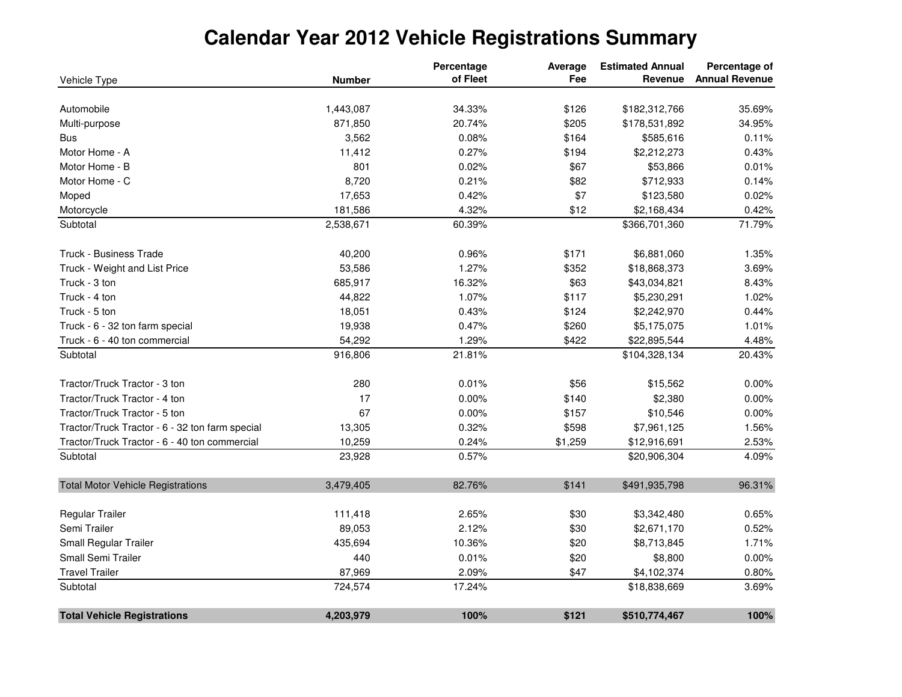# Calendar Year 2012 Vehicle Registrations Summary

| Vehicle Type | Number | Percentage of Fleet | Average Fee | Estimated Annual Revenue | Percentage of Annual Revenue |
|---|---|---|---|---|---|
| Automobile | 1,443,087 | 34.33% | $126 | $182,312,766 | 35.69% |
| Multi-purpose | 871,850 | 20.74% | $205 | $178,531,892 | 34.95% |
| Bus | 3,562 | 0.08% | $164 | $585,616 | 0.11% |
| Motor Home - A | 11,412 | 0.27% | $194 | $2,212,273 | 0.43% |
| Motor Home - B | 801 | 0.02% | $67 | $53,866 | 0.01% |
| Motor Home - C | 8,720 | 0.21% | $82 | $712,933 | 0.14% |
| Moped | 17,653 | 0.42% | $7 | $123,580 | 0.02% |
| Motorcycle | 181,586 | 4.32% | $12 | $2,168,434 | 0.42% |
| Subtotal | 2,538,671 | 60.39% | | $366,701,360 | 71.79% |
| Truck - Business Trade | 40,200 | 0.96% | $171 | $6,881,060 | 1.35% |
| Truck - Weight and List Price | 53,586 | 1.27% | $352 | $18,868,373 | 3.69% |
| Truck - 3 ton | 685,917 | 16.32% | $63 | $43,034,821 | 8.43% |
| Truck - 4 ton | 44,822 | 1.07% | $117 | $5,230,291 | 1.02% |
| Truck - 5 ton | 18,051 | 0.43% | $124 | $2,242,970 | 0.44% |
| Truck - 6 - 32 ton farm special | 19,938 | 0.47% | $260 | $5,175,075 | 1.01% |
| Truck - 6 - 40 ton commercial | 54,292 | 1.29% | $422 | $22,895,544 | 4.48% |
| Subtotal | 916,806 | 21.81% | | $104,328,134 | 20.43% |
| Tractor/Truck Tractor - 3 ton | 280 | 0.01% | $56 | $15,562 | 0.00% |
| Tractor/Truck Tractor - 4 ton | 17 | 0.00% | $140 | $2,380 | 0.00% |
| Tractor/Truck Tractor - 5 ton | 67 | 0.00% | $157 | $10,546 | 0.00% |
| Tractor/Truck Tractor - 6 - 32 ton farm special | 13,305 | 0.32% | $598 | $7,961,125 | 1.56% |
| Tractor/Truck Tractor - 6 - 40 ton commercial | 10,259 | 0.24% | $1,259 | $12,916,691 | 2.53% |
| Subtotal | 23,928 | 0.57% | | $20,906,304 | 4.09% |
| Total Motor Vehicle Registrations | 3,479,405 | 82.76% | $141 | $491,935,798 | 96.31% |
| Regular Trailer | 111,418 | 2.65% | $30 | $3,342,480 | 0.65% |
| Semi Trailer | 89,053 | 2.12% | $30 | $2,671,170 | 0.52% |
| Small Regular Trailer | 435,694 | 10.36% | $20 | $8,713,845 | 1.71% |
| Small Semi Trailer | 440 | 0.01% | $20 | $8,800 | 0.00% |
| Travel Trailer | 87,969 | 2.09% | $47 | $4,102,374 | 0.80% |
| Subtotal | 724,574 | 17.24% | | $18,838,669 | 3.69% |
| **Total Vehicle Registrations** | **4,203,979** | **100%** | **$121** | **$510,774,467** | **100%** |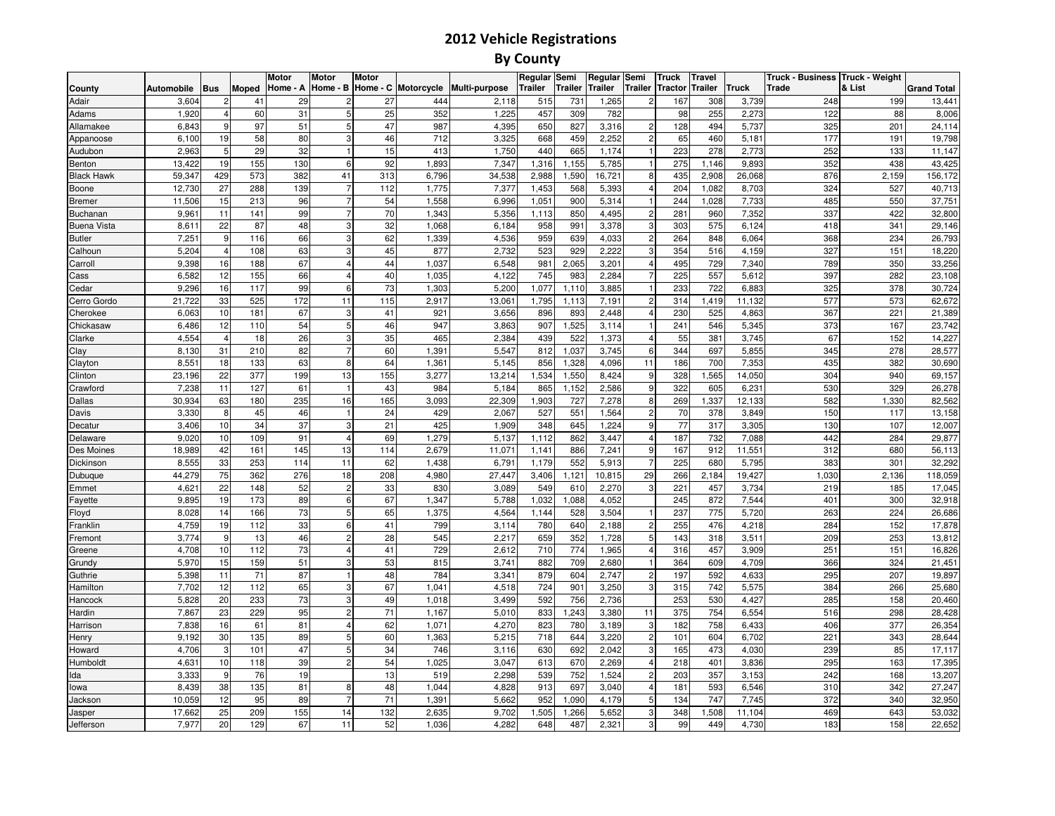# 2012 Vehicle Registrations

## By County

| County | Automobile | Bus | Moped | Motor Home - A | Motor Home - B | Motor Home - C | Motorcycle | Multi-purpose | Regular Trailer | Semi Trailer | Regular Trailer | Semi Trailer | Truck Tractor | Travel Trailer | Truck | Truck - Business Trade | Truck - Weight & List | Grand Total |
|---|---|---|---|---|---|---|---|---|---|---|---|---|---|---|---|---|---|---|
| Adair | 3,604 | 2 | 41 | 29 | 2 | 27 | 444 | 2,118 | 515 | 731 | 1,265 | 2 | 167 | 308 | 3,739 | 248 | 199 | 13,441 |
| Adams | 1,920 | 4 | 60 | 31 | 5 | 25 | 352 | 1,225 | 457 | 309 | 782 | | 98 | 255 | 2,273 | 122 | 88 | 8,006 |
| Allamakee | 6,843 | 9 | 97 | 51 | 5 | 47 | 987 | 4,395 | 650 | 827 | 3,316 | 2 | 128 | 494 | 5,737 | 325 | 201 | 24,114 |
| Appanoose | 6,100 | 19 | 58 | 80 | 3 | 46 | 712 | 3,325 | 668 | 459 | 2,252 | 2 | 65 | 460 | 5,181 | 177 | 191 | 19,798 |
| Audubon | 2,963 | 5 | 29 | 32 | 1 | 15 | 413 | 1,750 | 440 | 665 | 1,174 | 1 | 223 | 278 | 2,773 | 252 | 133 | 11,147 |
| Benton | 13,422 | 19 | 155 | 130 | 6 | 92 | 1,893 | 7,347 | 1,316 | 1,155 | 5,785 | 1 | 275 | 1,146 | 9,893 | 352 | 438 | 43,425 |
| Black Hawk | 59,347 | 429 | 573 | 382 | 41 | 313 | 6,796 | 34,538 | 2,988 | 1,590 | 16,721 | 8 | 435 | 2,908 | 26,068 | 876 | 2,159 | 156,172 |
| Boone | 12,730 | 27 | 288 | 139 | 7 | 112 | 1,775 | 7,377 | 1,453 | 568 | 5,393 | 4 | 204 | 1,082 | 8,703 | 324 | 527 | 40,713 |
| Bremer | 11,506 | 15 | 213 | 96 | 7 | 54 | 1,558 | 6,996 | 1,051 | 900 | 5,314 | 1 | 244 | 1,028 | 7,733 | 485 | 550 | 37,751 |
| Buchanan | 9,961 | 11 | 141 | 99 | 7 | 70 | 1,343 | 5,356 | 1,113 | 850 | 4,495 | 2 | 281 | 960 | 7,352 | 337 | 422 | 32,800 |
| Buena Vista | 8,611 | 22 | 87 | 48 | 3 | 32 | 1,068 | 6,184 | 958 | 991 | 3,378 | 3 | 303 | 575 | 6,124 | 418 | 341 | 29,146 |
| Butler | 7,251 | 9 | 116 | 66 | 3 | 62 | 1,339 | 4,536 | 959 | 639 | 4,033 | 2 | 264 | 848 | 6,064 | 368 | 234 | 26,793 |
| Calhoun | 5,204 | 4 | 108 | 63 | 3 | 45 | 877 | 2,732 | 523 | 929 | 2,222 | 3 | 354 | 516 | 4,159 | 327 | 151 | 18,220 |
| Carroll | 9,398 | 16 | 188 | 67 | 4 | 44 | 1,037 | 6,548 | 981 | 2,065 | 3,201 | 4 | 495 | 729 | 7,340 | 789 | 350 | 33,256 |
| Cass | 6,582 | 12 | 155 | 66 | 4 | 40 | 1,035 | 4,122 | 745 | 983 | 2,284 | 7 | 225 | 557 | 5,612 | 397 | 282 | 23,108 |
| Cedar | 9,296 | 16 | 117 | 99 | 6 | 73 | 1,303 | 5,200 | 1,077 | 1,110 | 3,885 | 1 | 233 | 722 | 6,883 | 325 | 378 | 30,724 |
| Cerro Gordo | 21,722 | 33 | 525 | 172 | 11 | 115 | 2,917 | 13,061 | 1,795 | 1,113 | 7,191 | 2 | 314 | 1,419 | 11,132 | 577 | 573 | 62,672 |
| Cherokee | 6,063 | 10 | 181 | 67 | 3 | 41 | 921 | 3,656 | 896 | 893 | 2,448 | 4 | 230 | 525 | 4,863 | 367 | 221 | 21,389 |
| Chickasaw | 6,486 | 12 | 110 | 54 | 5 | 46 | 947 | 3,863 | 907 | 1,525 | 3,114 | 1 | 241 | 546 | 5,345 | 373 | 167 | 23,742 |
| Clarke | 4,554 | 4 | 18 | 26 | 3 | 35 | 465 | 2,384 | 439 | 522 | 1,373 | 4 | 55 | 381 | 3,745 | 67 | 152 | 14,227 |
| Clay | 8,130 | 31 | 210 | 82 | 7 | 60 | 1,391 | 5,547 | 812 | 1,037 | 3,745 | 6 | 344 | 697 | 5,855 | 345 | 278 | 28,577 |
| Clayton | 8,551 | 18 | 133 | 63 | 8 | 64 | 1,361 | 5,145 | 856 | 1,328 | 4,096 | 11 | 186 | 700 | 7,353 | 435 | 382 | 30,690 |
| Clinton | 23,196 | 22 | 377 | 199 | 13 | 155 | 3,277 | 13,214 | 1,534 | 1,550 | 8,424 | 9 | 328 | 1,565 | 14,050 | 304 | 940 | 69,157 |
| Crawford | 7,238 | 11 | 127 | 61 | 1 | 43 | 984 | 5,184 | 865 | 1,152 | 2,586 | 9 | 322 | 605 | 6,231 | 530 | 329 | 26,278 |
| Dallas | 30,934 | 63 | 180 | 235 | 16 | 165 | 3,093 | 22,309 | 1,903 | 727 | 7,278 | 8 | 269 | 1,337 | 12,133 | 582 | 1,330 | 82,562 |
| Davis | 3,330 | 8 | 45 | 46 | 1 | 24 | 429 | 2,067 | 527 | 551 | 1,564 | 2 | 70 | 378 | 3,849 | 150 | 117 | 13,158 |
| Decatur | 3,406 | 10 | 34 | 37 | 3 | 21 | 425 | 1,909 | 348 | 645 | 1,224 | 9 | 77 | 317 | 3,305 | 130 | 107 | 12,007 |
| Delaware | 9,020 | 10 | 109 | 91 | 4 | 69 | 1,279 | 5,137 | 1,112 | 862 | 3,447 | 4 | 187 | 732 | 7,088 | 442 | 284 | 29,877 |
| Des Moines | 18,989 | 42 | 161 | 145 | 13 | 114 | 2,679 | 11,071 | 1,141 | 886 | 7,241 | 9 | 167 | 912 | 11,551 | 312 | 680 | 56,113 |
| Dickinson | 8,555 | 33 | 253 | 114 | 11 | 62 | 1,438 | 6,791 | 1,179 | 552 | 5,913 | 7 | 225 | 680 | 5,795 | 383 | 301 | 32,292 |
| Dubuque | 44,279 | 75 | 362 | 276 | 18 | 208 | 4,980 | 27,447 | 3,406 | 1,121 | 10,815 | 29 | 266 | 2,184 | 19,427 | 1,030 | 2,136 | 118,059 |
| Emmet | 4,621 | 22 | 148 | 52 | 2 | 33 | 830 | 3,089 | 549 | 610 | 2,270 | 3 | 221 | 457 | 3,734 | 219 | 185 | 17,045 |
| Fayette | 9,895 | 19 | 173 | 89 | 6 | 67 | 1,347 | 5,788 | 1,032 | 1,088 | 4,052 | | 245 | 872 | 7,544 | 401 | 300 | 32,918 |
| Floyd | 8,028 | 14 | 166 | 73 | 5 | 65 | 1,375 | 4,564 | 1,144 | 528 | 3,504 | 1 | 237 | 775 | 5,720 | 263 | 224 | 26,686 |
| Franklin | 4,759 | 19 | 112 | 33 | 6 | 41 | 799 | 3,114 | 780 | 640 | 2,188 | 2 | 255 | 476 | 4,218 | 284 | 152 | 17,878 |
| Fremont | 3,774 | 9 | 13 | 46 | 2 | 28 | 545 | 2,217 | 659 | 352 | 1,728 | 5 | 143 | 318 | 3,511 | 209 | 253 | 13,812 |
| Greene | 4,708 | 10 | 112 | 73 | 4 | 41 | 729 | 2,612 | 710 | 774 | 1,965 | 4 | 316 | 457 | 3,909 | 251 | 151 | 16,826 |
| Grundy | 5,970 | 15 | 159 | 51 | 3 | 53 | 815 | 3,741 | 882 | 709 | 2,680 | 1 | 364 | 609 | 4,709 | 366 | 324 | 21,451 |
| Guthrie | 5,398 | 11 | 71 | 87 | 1 | 48 | 784 | 3,341 | 879 | 604 | 2,747 | 2 | 197 | 592 | 4,633 | 295 | 207 | 19,897 |
| Hamilton | 7,702 | 12 | 112 | 65 | 3 | 67 | 1,041 | 4,518 | 724 | 901 | 3,250 | 3 | 315 | 742 | 5,575 | 384 | 266 | 25,680 |
| Hancock | 5,828 | 20 | 233 | 73 | 3 | 49 | 1,018 | 3,499 | 592 | 756 | 2,736 | | 253 | 530 | 4,427 | 285 | 158 | 20,460 |
| Hardin | 7,867 | 23 | 229 | 95 | 2 | 71 | 1,167 | 5,010 | 833 | 1,243 | 3,380 | 11 | 375 | 754 | 6,554 | 516 | 298 | 28,428 |
| Harrison | 7,838 | 16 | 61 | 81 | 4 | 62 | 1,071 | 4,270 | 823 | 780 | 3,189 | 3 | 182 | 758 | 6,433 | 406 | 377 | 26,354 |
| Henry | 9,192 | 30 | 135 | 89 | 5 | 60 | 1,363 | 5,215 | 718 | 644 | 3,220 | 2 | 101 | 604 | 6,702 | 221 | 343 | 28,644 |
| Howard | 4,706 | 3 | 101 | 47 | 5 | 34 | 746 | 3,116 | 630 | 692 | 2,042 | 3 | 165 | 473 | 4,030 | 239 | 85 | 17,117 |
| Humboldt | 4,631 | 10 | 118 | 39 | 2 | 54 | 1,025 | 3,047 | 613 | 670 | 2,269 | 4 | 218 | 401 | 3,836 | 295 | 163 | 17,395 |
| Ida | 3,333 | 9 | 76 | 19 | | 13 | 519 | 2,298 | 539 | 752 | 1,524 | 2 | 203 | 357 | 3,153 | 242 | 168 | 13,207 |
| Iowa | 8,439 | 38 | 135 | 81 | 8 | 48 | 1,044 | 4,828 | 913 | 697 | 3,040 | 4 | 181 | 593 | 6,546 | 310 | 342 | 27,247 |
| Jackson | 10,059 | 12 | 95 | 89 | 7 | 71 | 1,391 | 5,662 | 952 | 1,090 | 4,179 | 5 | 134 | 747 | 7,745 | 372 | 340 | 32,950 |
| Jasper | 17,662 | 25 | 209 | 155 | 14 | 132 | 2,635 | 9,702 | 1,505 | 1,266 | 5,652 | 3 | 348 | 1,508 | 11,104 | 469 | 643 | 53,032 |
| Jefferson | 7,977 | 20 | 129 | 67 | 11 | 52 | 1,036 | 4,282 | 648 | 487 | 2,321 | 3 | 99 | 449 | 4,730 | 183 | 158 | 22,652 |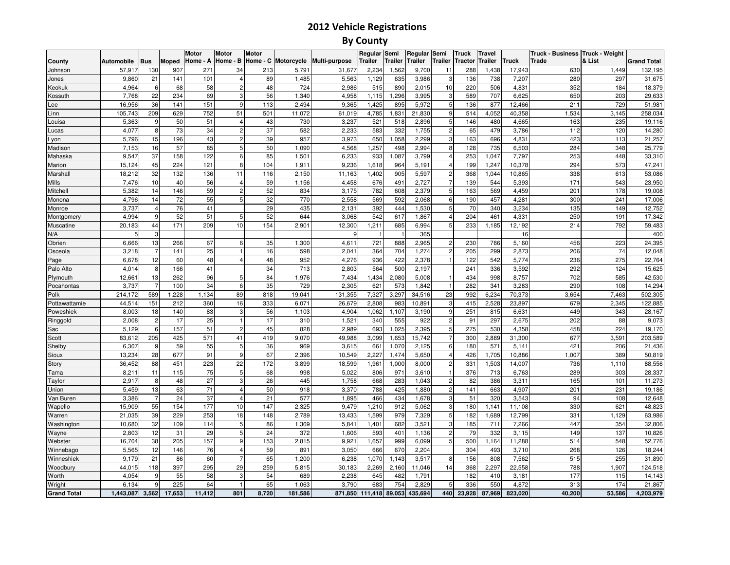# 2012 Vehicle Registrations

## By County

| County | Automobile | Bus | Moped | Motor Home - A | Motor Home - B | Motor Home - C | Motorcycle | Multi-purpose | Regular Trailer | Semi Trailer | Regular Trailer | Semi Trailer | Truck Tractor | Travel Trailer | Truck | Truck - Business Trade | Truck - Weight & List | Grand Total |
|---|---|---|---|---|---|---|---|---|---|---|---|---|---|---|---|---|---|---|
| Johnson | 57,917 | 130 | 907 | 271 | 34 | 213 | 5,791 | 31,677 | 2,234 | 1,562 | 9,700 | 11 | 288 | 1,438 | 17,943 | 630 | 1,449 | 132,195 |
| Jones | 9,860 | 21 | 141 | 101 | 4 | 89 | 1,485 | 5,563 | 1,129 | 635 | 3,986 | 3 | 136 | 738 | 7,207 | 280 | 297 | 31,675 |
| Keokuk | 4,964 | 6 | 68 | 58 | 2 | 48 | 724 | 2,986 | 515 | 890 | 2,015 | 10 | 220 | 506 | 4,831 | 352 | 184 | 18,379 |
| Kossuth | 7,768 | 22 | 234 | 69 | 3 | 56 | 1,340 | 4,958 | 1,115 | 1,296 | 3,995 | 3 | 589 | 707 | 6,625 | 650 | 203 | 29,633 |
| Lee | 16,956 | 36 | 141 | 151 | 9 | 113 | 2,494 | 9,365 | 1,425 | 895 | 5,972 | 5 | 136 | 877 | 12,466 | 211 | 729 | 51,981 |
| Linn | 105,743 | 209 | 629 | 752 | 51 | 501 | 11,072 | 61,019 | 4,785 | 1,831 | 21,830 | 9 | 514 | 4,052 | 40,358 | 1,534 | 3,145 | 258,034 |
| Louisa | 5,363 | 9 | 50 | 51 | 4 | 43 | 730 | 3,237 | 521 | 518 | 2,896 | 5 | 146 | 480 | 4,665 | 163 | 235 | 19,116 |
| Lucas | 4,077 | 8 | 73 | 34 | 2 | 37 | 582 | 2,233 | 583 | 332 | 1,755 | 2 | 65 | 479 | 3,786 | 112 | 120 | 14,280 |
| Lyon | 5,796 | 15 | 196 | 43 | 2 | 39 | 957 | 3,973 | 650 | 1,058 | 2,299 | 3 | 163 | 696 | 4,831 | 423 | 113 | 21,257 |
| Madison | 7,153 | 16 | 57 | 85 | 5 | 50 | 1,090 | 4,568 | 1,257 | 498 | 2,994 | 8 | 128 | 735 | 6,503 | 284 | 348 | 25,779 |
| Mahaska | 9,547 | 37 | 158 | 122 | 6 | 85 | 1,501 | 6,233 | 933 | 1,087 | 3,799 | 4 | 253 | 1,047 | 7,797 | 253 | 448 | 33,310 |
| Marion | 15,124 | 45 | 224 | 121 | 8 | 104 | 1,911 | 9,236 | 1,618 | 964 | 5,191 | 4 | 199 | 1,247 | 10,378 | 294 | 573 | 47,241 |
| Marshall | 18,212 | 32 | 132 | 136 | 11 | 116 | 2,150 | 11,163 | 1,402 | 905 | 5,597 | 2 | 368 | 1,044 | 10,865 | 338 | 613 | 53,086 |
| Mills | 7,476 | 10 | 40 | 56 | 4 | 59 | 1,156 | 4,458 | 676 | 491 | 2,727 | 7 | 139 | 544 | 5,393 | 171 | 543 | 23,950 |
| Mitchell | 5,382 | 14 | 146 | 59 | 2 | 52 | 834 | 3,175 | 782 | 608 | 2,379 | 5 | 163 | 569 | 4,459 | 201 | 178 | 19,008 |
| Monona | 4,796 | 14 | 72 | 55 | 5 | 32 | 770 | 2,558 | 569 | 592 | 2,068 | 6 | 190 | 457 | 4,281 | 300 | 241 | 17,006 |
| Monroe | 3,737 | 4 | 76 | 41 | | 29 | 435 | 2,131 | 392 | 444 | 1,530 | 5 | 70 | 340 | 3,234 | 135 | 149 | 12,752 |
| Montgomery | 4,994 | 9 | 52 | 51 | 5 | 52 | 644 | 3,068 | 542 | 617 | 1,867 | 4 | 204 | 461 | 4,331 | 250 | 191 | 17,342 |
| Muscatine | 20,183 | 44 | 171 | 209 | 10 | 154 | 2,901 | 12,300 | 1,211 | 685 | 6,994 | 5 | 233 | 1,185 | 12,192 | 214 | 792 | 59,483 |
| N/A | 5 | 3 | | | | | | 9 | 1 | 1 | 365 | | | | 16 | | | 400 |
| Obrien | 6,666 | 13 | 266 | 67 | 6 | 35 | 1,300 | 4,611 | 721 | 888 | 2,965 | 2 | 230 | 786 | 5,160 | 456 | 223 | 24,395 |
| Osceola | 3,218 | 7 | 141 | 25 | 1 | 16 | 598 | 2,041 | 364 | 704 | 1,274 | 2 | 205 | 299 | 2,873 | 206 | 74 | 12,048 |
| Page | 6,678 | 12 | 60 | 48 | 4 | 48 | 952 | 4,276 | 936 | 422 | 2,378 | 1 | 122 | 542 | 5,774 | 236 | 275 | 22,764 |
| Palo Alto | 4,014 | 8 | 166 | 41 | | 34 | 713 | 2,803 | 564 | 500 | 2,197 | | 241 | 336 | 3,592 | 292 | 124 | 15,625 |
| Plymouth | 12,661 | 13 | 262 | 96 | 5 | 84 | 1,976 | 7,434 | 1,434 | 2,080 | 5,008 | 1 | 434 | 998 | 8,757 | 702 | 585 | 42,530 |
| Pocahontas | 3,737 | 7 | 100 | 34 | 6 | 35 | 729 | 2,305 | 621 | 573 | 1,842 | 1 | 282 | 341 | 3,283 | 290 | 108 | 14,294 |
| Polk | 214,172 | 589 | 1,228 | 1,134 | 89 | 818 | 19,041 | 131,355 | 7,327 | 3,297 | 34,516 | 23 | 992 | 6,234 | 70,373 | 3,654 | 7,463 | 502,305 |
| Pottawattamie | 44,514 | 151 | 212 | 360 | 16 | 333 | 6,071 | 26,679 | 2,808 | 983 | 10,891 | 3 | 415 | 2,528 | 23,897 | 679 | 2,345 | 122,885 |
| Poweshiek | 8,003 | 18 | 140 | 83 | 3 | 56 | 1,103 | 4,904 | 1,062 | 1,107 | 3,190 | 9 | 251 | 815 | 6,631 | 449 | 343 | 28,167 |
| Ringgold | 2,008 | 2 | 17 | 25 | 1 | 17 | 310 | 1,521 | 340 | 555 | 922 | 2 | 91 | 297 | 2,675 | 202 | 88 | 9,073 |
| Sac | 5,129 | 6 | 157 | 51 | 2 | 45 | 828 | 2,989 | 693 | 1,025 | 2,395 | 5 | 275 | 530 | 4,358 | 458 | 224 | 19,170 |
| Scott | 83,612 | 205 | 425 | 571 | 41 | 419 | 9,070 | 49,988 | 3,099 | 1,653 | 15,742 | 7 | 300 | 2,889 | 31,300 | 677 | 3,591 | 203,589 |
| Shelby | 6,307 | 9 | 59 | 55 | 5 | 36 | 969 | 3,615 | 661 | 1,070 | 2,125 | 6 | 180 | 571 | 5,141 | 421 | 206 | 21,436 |
| Sioux | 13,234 | 28 | 677 | 91 | 9 | 67 | 2,396 | 10,549 | 2,227 | 1,474 | 5,650 | 4 | 426 | 1,705 | 10,886 | 1,007 | 389 | 50,819 |
| Story | 36,452 | 88 | 451 | 223 | 22 | 172 | 3,899 | 18,599 | 1,961 | 1,000 | 8,000 | 2 | 331 | 1,503 | 14,007 | 736 | 1,110 | 88,556 |
| Tama | 8,211 | 11 | 115 | 75 | 5 | 68 | 998 | 5,022 | 806 | 971 | 3,610 | 1 | 376 | 713 | 6,763 | 289 | 303 | 28,337 |
| Taylor | 2,917 | 8 | 48 | 27 | 3 | 26 | 445 | 1,758 | 668 | 283 | 1,043 | 2 | 82 | 386 | 3,311 | 165 | 101 | 11,273 |
| Union | 5,459 | 13 | 63 | 71 | 4 | 50 | 918 | 3,370 | 788 | 425 | 1,880 | 2 | 141 | 663 | 4,907 | 201 | 231 | 19,186 |
| Van Buren | 3,386 | 7 | 24 | 37 | 4 | 21 | 577 | 1,895 | 466 | 434 | 1,678 | 3 | 51 | 320 | 3,543 | 94 | 108 | 12,648 |
| Wapello | 15,909 | 55 | 154 | 177 | 10 | 147 | 2,325 | 9,479 | 1,210 | 912 | 5,062 | 3 | 180 | 1,141 | 11,108 | 330 | 621 | 48,823 |
| Warren | 21,035 | 39 | 229 | 253 | 18 | 148 | 2,789 | 13,433 | 1,599 | 979 | 7,329 | 5 | 182 | 1,689 | 12,799 | 331 | 1,129 | 63,986 |
| Washington | 10,680 | 32 | 109 | 114 | 5 | 86 | 1,369 | 5,841 | 1,401 | 682 | 3,521 | 3 | 185 | 711 | 7,266 | 447 | 354 | 32,806 |
| Wayne | 2,803 | 12 | 31 | 29 | 5 | 24 | 372 | 1,606 | 593 | 401 | 1,136 | 2 | 79 | 332 | 3,115 | 149 | 137 | 10,826 |
| Webster | 16,704 | 38 | 205 | 157 | 9 | 153 | 2,815 | 9,921 | 1,657 | 999 | 6,099 | 5 | 500 | 1,164 | 11,288 | 514 | 548 | 52,776 |
| Winnebago | 5,565 | 12 | 146 | 76 | 4 | 59 | 891 | 3,050 | 666 | 670 | 2,204 | | 304 | 493 | 3,710 | 268 | 126 | 18,244 |
| Winneshiek | 9,179 | 21 | 86 | 60 | 7 | 65 | 1,200 | 6,238 | 1,070 | 1,143 | 3,517 | 8 | 156 | 808 | 7,562 | 515 | 255 | 31,890 |
| Woodbury | 44,015 | 118 | 397 | 295 | 29 | 259 | 5,815 | 30,183 | 2,269 | 2,160 | 11,046 | 14 | 368 | 2,297 | 22,558 | 788 | 1,907 | 124,518 |
| Worth | 4,054 | 9 | 55 | 58 | 3 | 54 | 689 | 2,238 | 645 | 482 | 1,791 | | 182 | 410 | 3,181 | 177 | 115 | 14,143 |
| Wright | 6,134 | 9 | 225 | 64 | 1 | 65 | 1,063 | 3,790 | 683 | 754 | 2,829 | 5 | 336 | 550 | 4,872 | 313 | 174 | 21,867 |
| **Grand Total** | **1,443,087** | **3,562** | **17,653** | **11,412** | **801** | **8,720** | **181,586** | **871,850** | **111,418** | **89,053** | **435,694** | **440** | **23,928** | **87,969** | **823,020** | **40,200** | **53,586** | **4,203,979** |